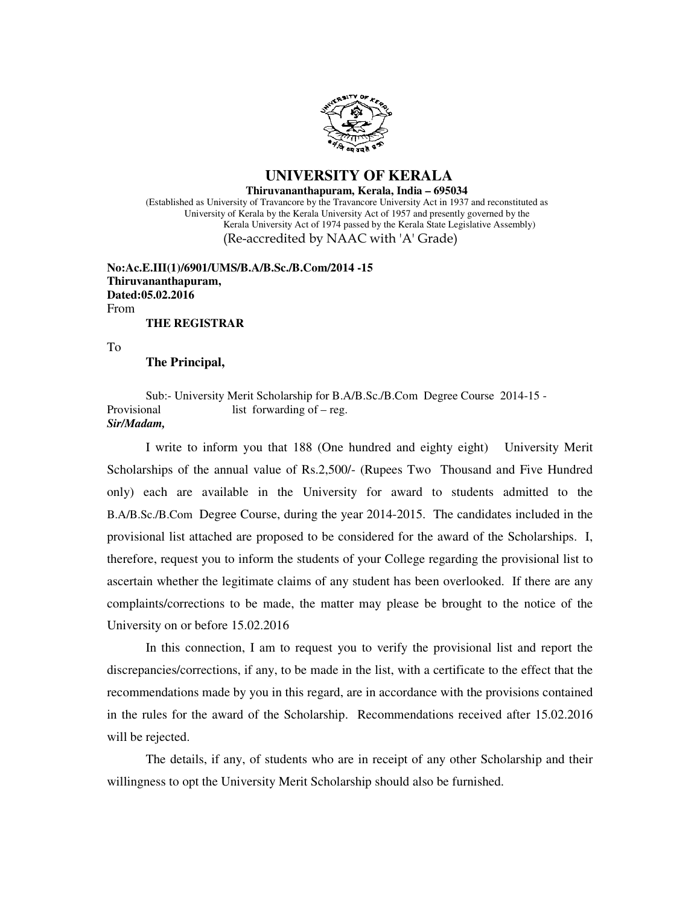# UNIVERSITY OF KERALA

**Thiruvananthapuram, Kerala, India – 695034**

(Established as University of Travancore by the Travancore University Act in 1937 and reconstituted as University of Kerala by the Kerala University Act of 1957 and presently governed by the Kerala University Act of 1974 passed by the Kerala State Legislative Assembly)

(Re-accredited by NAAC with 'A' Grade)

**No:Ac.E.III(1)/6901/UMS/B.A/B.Sc./B.Com/2014 -15**
**Thiruvananthapuram,**
**Dated:05.02.2016**

From

**THE REGISTRAR**

To

**The Principal,**

Sub:- University Merit Scholarship for B.A/B.Sc./B.Com Degree Course 2014-15 - Provisional list forwarding of – reg.

***Sir/Madam,***

I write to inform you that 188 (One hundred and eighty eight) University Merit Scholarships of the annual value of Rs.2,500/- (Rupees Two Thousand and Five Hundred only) each are available in the University for award to students admitted to the B.A/B.Sc./B.Com Degree Course, during the year 2014-2015. The candidates included in the provisional list attached are proposed to be considered for the award of the Scholarships. I, therefore, request you to inform the students of your College regarding the provisional list to ascertain whether the legitimate claims of any student has been overlooked. If there are any complaints/corrections to be made, the matter may please be brought to the notice of the University on or before 15.02.2016

In this connection, I am to request you to verify the provisional list and report the discrepancies/corrections, if any, to be made in the list, with a certificate to the effect that the recommendations made by you in this regard, are in accordance with the provisions contained in the rules for the award of the Scholarship. Recommendations received after 15.02.2016 will be rejected.

The details, if any, of students who are in receipt of any other Scholarship and their willingness to opt the University Merit Scholarship should also be furnished.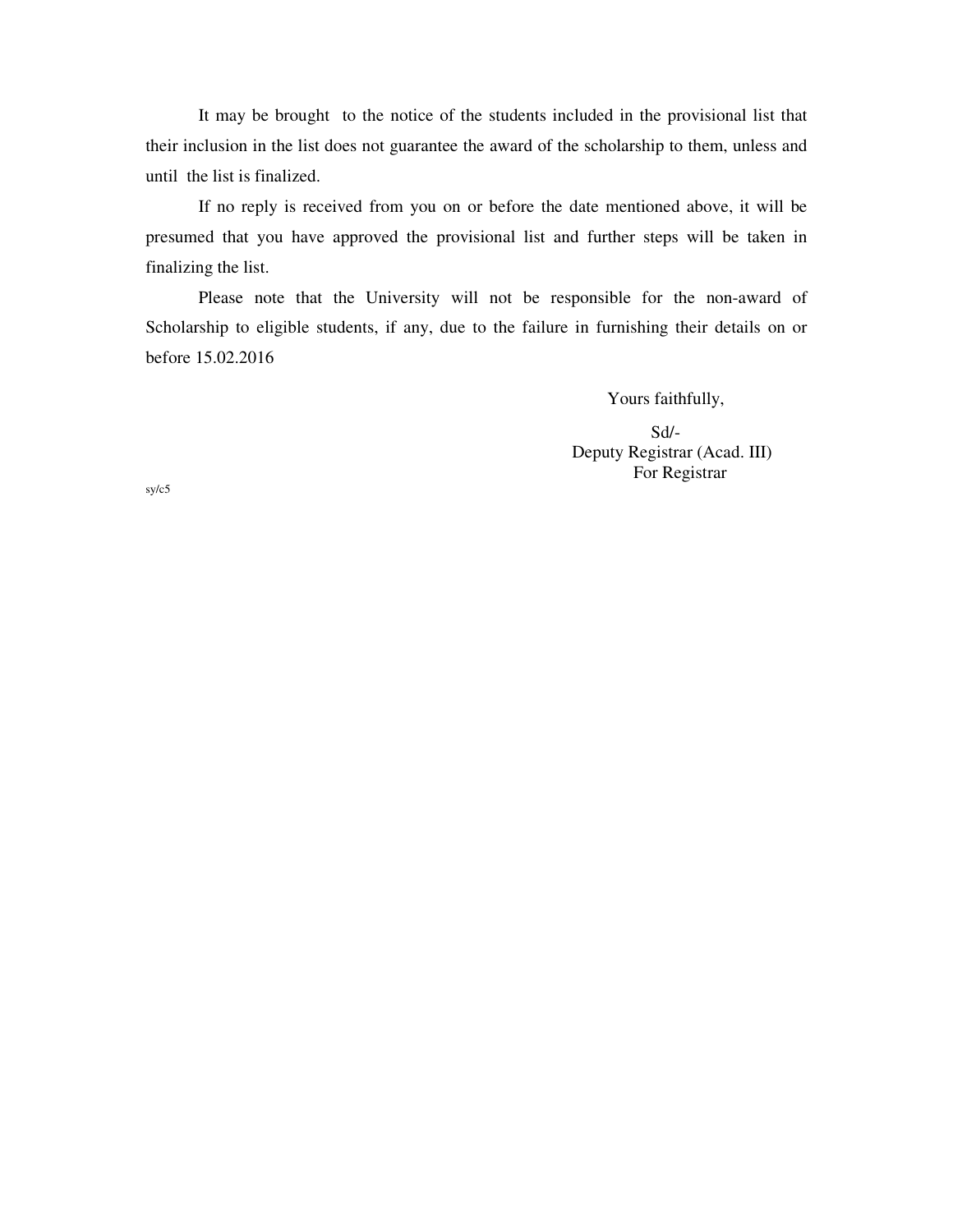It may be brought to the notice of the students included in the provisional list that their inclusion in the list does not guarantee the award of the scholarship to them, unless and until the list is finalized.

If no reply is received from you on or before the date mentioned above, it will be presumed that you have approved the provisional list and further steps will be taken in finalizing the list.

Please note that the University will not be responsible for the non-award of Scholarship to eligible students, if any, due to the failure in furnishing their details on or before 15.02.2016

Yours faithfully,

Sd/-
Deputy Registrar (Acad. III)
For Registrar

sy/c5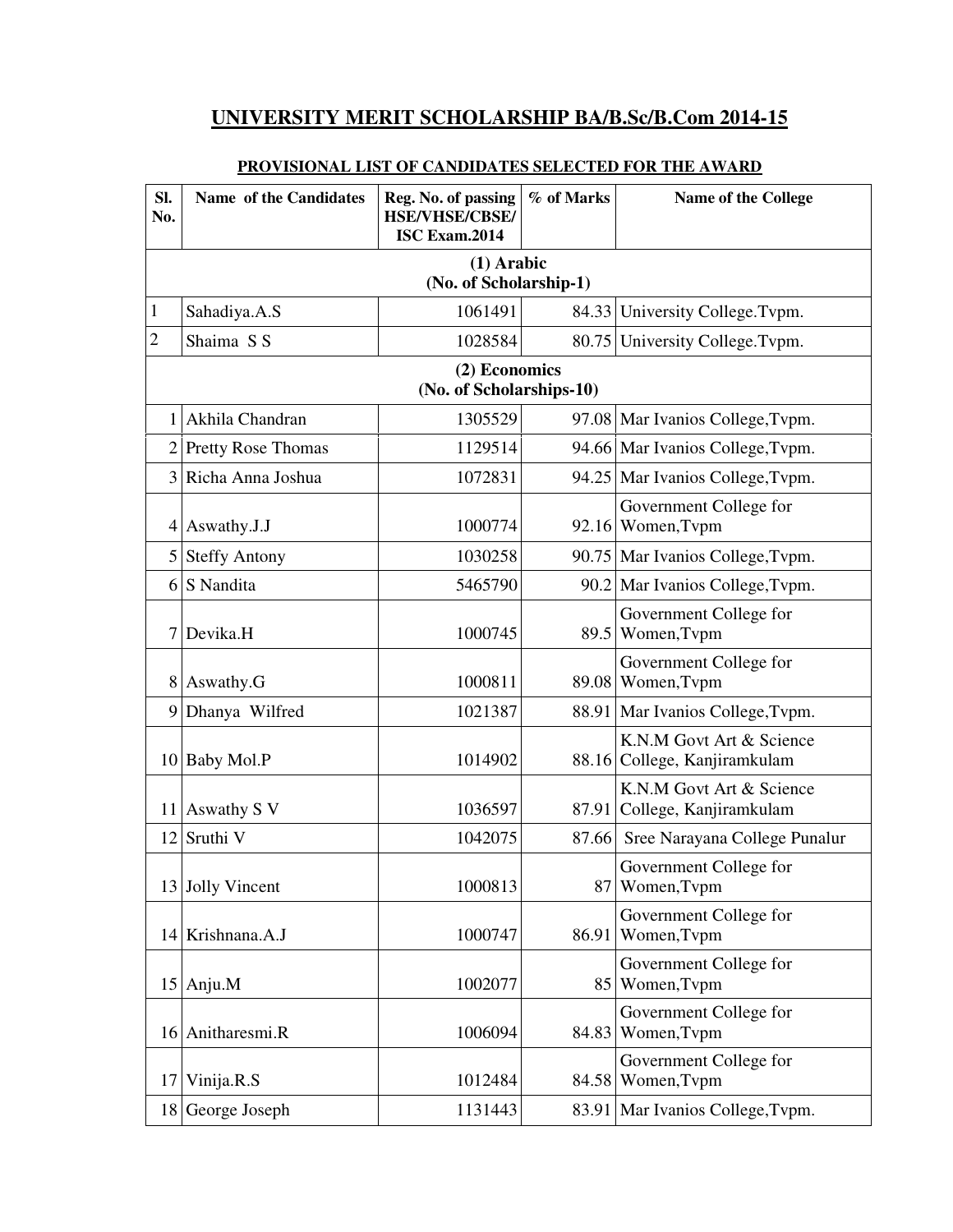# UNIVERSITY MERIT SCHOLARSHIP BA/B.Sc/B.Com 2014-15

## PROVISIONAL LIST OF CANDIDATES SELECTED FOR THE AWARD

| Sl. No. | Name of the Candidates | Reg. No. of passing HSE/VHSE/CBSE/ ISC Exam.2014 | % of Marks | Name of the College |
|---|---|---|---|---|
| **(1) Arabic (No. of Scholarship-1)** | | | | |
| 1 | Sahadiya.A.S | 1061491 | 84.33 | University College.Tvpm. |
| 2 | Shaima S S | 1028584 | 80.75 | University College.Tvpm. |
| **(2) Economics (No. of Scholarships-10)** | | | | |
| 1 | Akhila Chandran | 1305529 | 97.08 | Mar Ivanios College,Tvpm. |
| 2 | Pretty Rose Thomas | 1129514 | 94.66 | Mar Ivanios College,Tvpm. |
| 3 | Richa Anna Joshua | 1072831 | 94.25 | Mar Ivanios College,Tvpm. |
| 4 | Aswathy.J.J | 1000774 | 92.16 | Government College for Women,Tvpm |
| 5 | Steffy Antony | 1030258 | 90.75 | Mar Ivanios College,Tvpm. |
| 6 | S Nandita | 5465790 | 90.2 | Mar Ivanios College,Tvpm. |
| 7 | Devika.H | 1000745 | 89.5 | Government College for Women,Tvpm |
| 8 | Aswathy.G | 1000811 | 89.08 | Government College for Women,Tvpm |
| 9 | Dhanya Wilfred | 1021387 | 88.91 | Mar Ivanios College,Tvpm. |
| 10 | Baby Mol.P | 1014902 | 88.16 | K.N.M Govt Art & Science College, Kanjiramkulam |
| 11 | Aswathy S V | 1036597 | 87.91 | K.N.M Govt Art & Science College, Kanjiramkulam |
| 12 | Sruthi V | 1042075 | 87.66 | Sree Narayana College Punalur |
| 13 | Jolly Vincent | 1000813 | 87 | Government College for Women,Tvpm |
| 14 | Krishnana.A.J | 1000747 | 86.91 | Government College for Women,Tvpm |
| 15 | Anju.M | 1002077 | 85 | Government College for Women,Tvpm |
| 16 | Anitharesmi.R | 1006094 | 84.83 | Government College for Women,Tvpm |
| 17 | Vinija.R.S | 1012484 | 84.58 | Government College for Women,Tvpm |
| 18 | George Joseph | 1131443 | 83.91 | Mar Ivanios College,Tvpm. |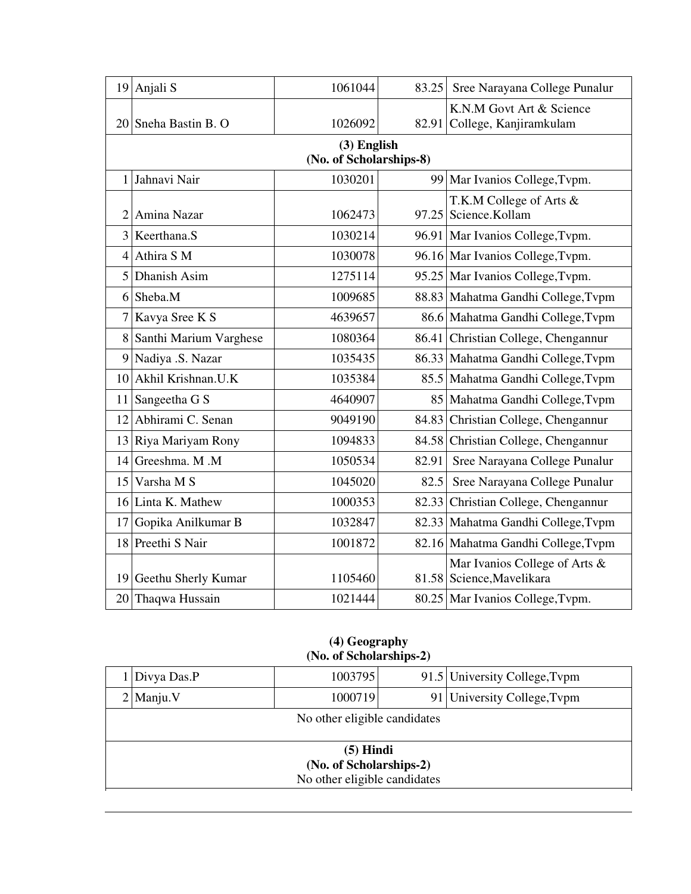| | | | | |
|---|---|---|---|---|
| 19 | Anjali S | 1061044 | 83.25 | Sree Narayana College Punalur |
| 20 | Sneha Bastin B. O | 1026092 | 82.91 | K.N.M Govt Art & Science College, Kanjiramkulam |

**(3) English**
**(No. of Scholarships-8)**

| | | | | |
|---|---|---|---|---|
| 1 | Jahnavi Nair | 1030201 | 99 | Mar Ivanios College,Tvpm. |
| 2 | Amina Nazar | 1062473 | 97.25 | T.K.M College of Arts & Science.Kollam |
| 3 | Keerthana.S | 1030214 | 96.91 | Mar Ivanios College,Tvpm. |
| 4 | Athira S M | 1030078 | 96.16 | Mar Ivanios College,Tvpm. |
| 5 | Dhanish Asim | 1275114 | 95.25 | Mar Ivanios College,Tvpm. |
| 6 | Sheba.M | 1009685 | 88.83 | Mahatma Gandhi College,Tvpm |
| 7 | Kavya Sree K S | 4639657 | 86.6 | Mahatma Gandhi College,Tvpm |
| 8 | Santhi Marium Varghese | 1080364 | 86.41 | Christian College, Chengannur |
| 9 | Nadiya .S. Nazar | 1035435 | 86.33 | Mahatma Gandhi College,Tvpm |
| 10 | Akhil Krishnan.U.K | 1035384 | 85.5 | Mahatma Gandhi College,Tvpm |
| 11 | Sangeetha G S | 4640907 | 85 | Mahatma Gandhi College,Tvpm |
| 12 | Abhirami C. Senan | 9049190 | 84.83 | Christian College, Chengannur |
| 13 | Riya Mariyam Rony | 1094833 | 84.58 | Christian College, Chengannur |
| 14 | Greeshma. M .M | 1050534 | 82.91 | Sree Narayana College Punalur |
| 15 | Varsha M S | 1045020 | 82.5 | Sree Narayana College Punalur |
| 16 | Linta K. Mathew | 1000353 | 82.33 | Christian College, Chengannur |
| 17 | Gopika Anilkumar B | 1032847 | 82.33 | Mahatma Gandhi College,Tvpm |
| 18 | Preethi S Nair | 1001872 | 82.16 | Mahatma Gandhi College,Tvpm |
| 19 | Geethu Sherly Kumar | 1105460 | 81.58 | Mar Ivanios College of Arts & Science,Mavelikara |
| 20 | Thaqwa Hussain | 1021444 | 80.25 | Mar Ivanios College,Tvpm. |

**(4) Geography**
**(No. of Scholarships-2)**

| | | | | |
|---|---|---|---|---|
| 1 | Divya Das.P | 1003795 | 91.5 | University College,Tvpm |
| 2 | Manju.V | 1000719 | 91 | University College,Tvpm |

No other eligible candidates

**(5) Hindi**
**(No. of Scholarships-2)**

No other eligible candidates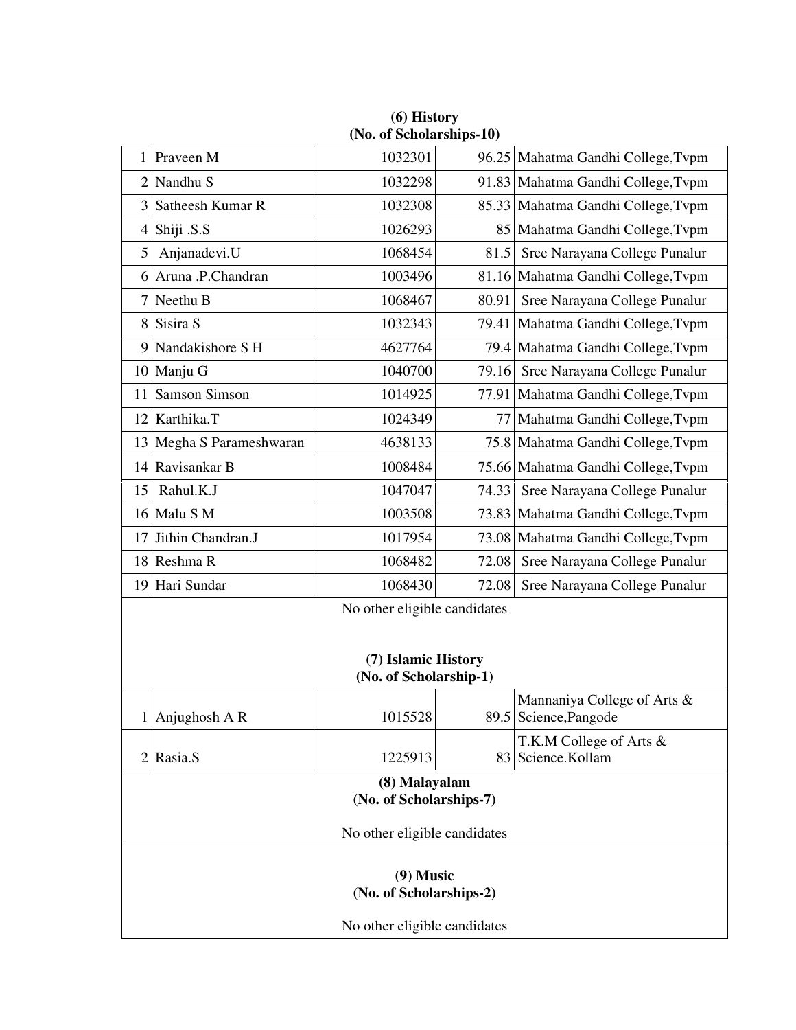**(6) History**
**(No. of Scholarships-10)**

| | | | | |
|---|---|---|---|---|
| 1 | Praveen M | 1032301 | 96.25 | Mahatma Gandhi College,Tvpm |
| 2 | Nandhu S | 1032298 | 91.83 | Mahatma Gandhi College,Tvpm |
| 3 | Satheesh Kumar R | 1032308 | 85.33 | Mahatma Gandhi College,Tvpm |
| 4 | Shiji .S.S | 1026293 | 85 | Mahatma Gandhi College,Tvpm |
| 5 | Anjanadevi.U | 1068454 | 81.5 | Sree Narayana College Punalur |
| 6 | Aruna .P.Chandran | 1003496 | 81.16 | Mahatma Gandhi College,Tvpm |
| 7 | Neethu B | 1068467 | 80.91 | Sree Narayana College Punalur |
| 8 | Sisira S | 1032343 | 79.41 | Mahatma Gandhi College,Tvpm |
| 9 | Nandakishore S H | 4627764 | 79.4 | Mahatma Gandhi College,Tvpm |
| 10 | Manju G | 1040700 | 79.16 | Sree Narayana College Punalur |
| 11 | Samson Simson | 1014925 | 77.91 | Mahatma Gandhi College,Tvpm |
| 12 | Karthika.T | 1024349 | 77 | Mahatma Gandhi College,Tvpm |
| 13 | Megha S Parameshwaran | 4638133 | 75.8 | Mahatma Gandhi College,Tvpm |
| 14 | Ravisankar B | 1008484 | 75.66 | Mahatma Gandhi College,Tvpm |
| 15 | Rahul.K.J | 1047047 | 74.33 | Sree Narayana College Punalur |
| 16 | Malu S M | 1003508 | 73.83 | Mahatma Gandhi College,Tvpm |
| 17 | Jithin Chandran.J | 1017954 | 73.08 | Mahatma Gandhi College,Tvpm |
| 18 | Reshma R | 1068482 | 72.08 | Sree Narayana College Punalur |
| 19 | Hari Sundar | 1068430 | 72.08 | Sree Narayana College Punalur |

No other eligible candidates

**(7) Islamic History**
**(No. of Scholarship-1)**

| | | | | |
|---|---|---|---|---|
| 1 | Anjughosh A R | 1015528 | 89.5 | Mannaniya College of Arts & Science,Pangode |
| 2 | Rasia.S | 1225913 | 83 | T.K.M College of Arts & Science.Kollam |

**(8) Malayalam**
**(No. of Scholarships-7)**

No other eligible candidates

**(9) Music**
**(No. of Scholarships-2)**

No other eligible candidates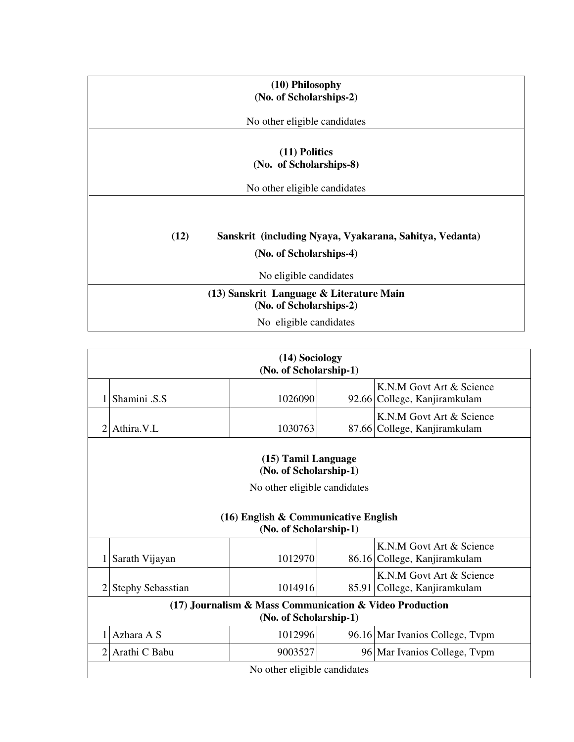**(10) Philosophy**
**(No. of Scholarships-2)**

No other eligible candidates

**(11) Politics**
**(No. of Scholarships-8)**

No other eligible candidates

**(12) Sanskrit (including Nyaya, Vyakarana, Sahitya, Vedanta)**
**(No. of Scholarships-4)**

No eligible candidates

**(13) Sanskrit Language & Literature Main**
**(No. of Scholarships-2)**

No eligible candidates

**(14) Sociology**
**(No. of Scholarship-1)**

| | | | | |
|---|---|---|---|---|
| 1 | Shamini .S.S | 1026090 | 92.66 | K.N.M Govt Art & Science College, Kanjiramkulam |
| 2 | Athira.V.L | 1030763 | 87.66 | K.N.M Govt Art & Science College, Kanjiramkulam |

**(15) Tamil Language**
**(No. of Scholarship-1)**

No other eligible candidates

**(16) English & Communicative English**
**(No. of Scholarship-1)**

| | | | | |
|---|---|---|---|---|
| 1 | Sarath Vijayan | 1012970 | 86.16 | K.N.M Govt Art & Science College, Kanjiramkulam |
| 2 | Stephy Sebasstian | 1014916 | 85.91 | K.N.M Govt Art & Science College, Kanjiramkulam |

**(17) Journalism & Mass Communication & Video Production**
**(No. of Scholarship-1)**

| | | | | |
|---|---|---|---|---|
| 1 | Azhara A S | 1012996 | 96.16 | Mar Ivanios College, Tvpm |
| 2 | Arathi C Babu | 9003527 | 96 | Mar Ivanios College, Tvpm |

No other eligible candidates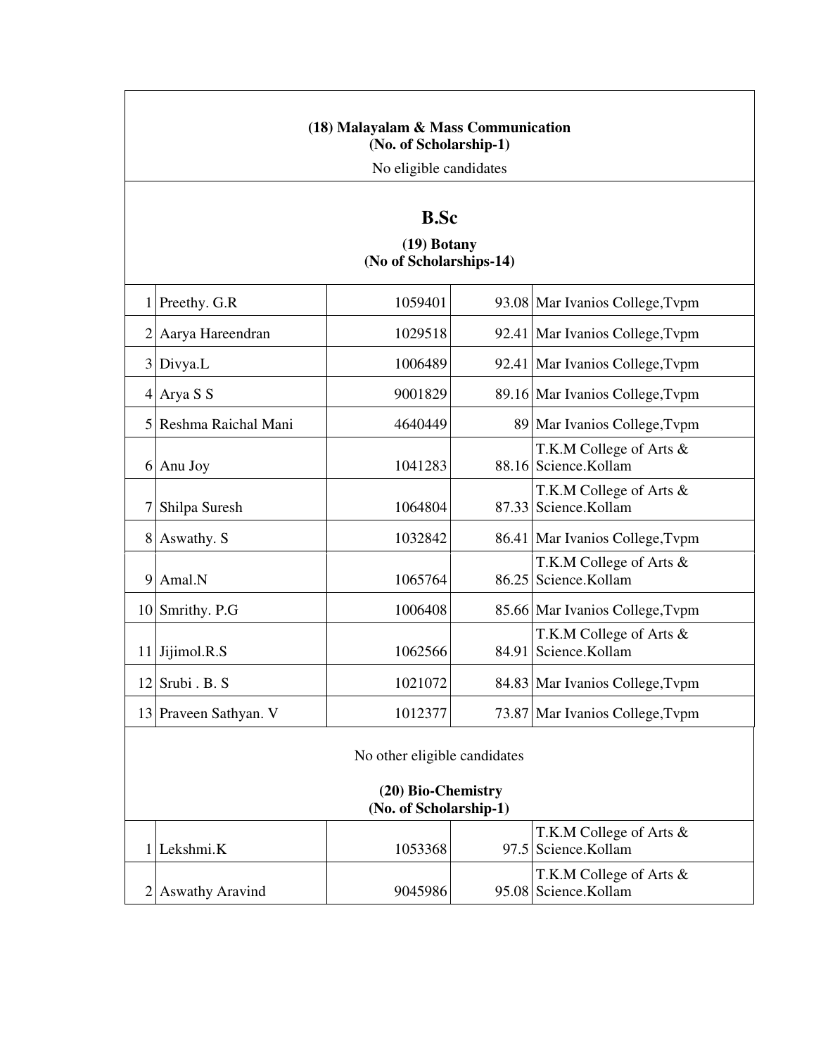**(18) Malayalam & Mass Communication**
**(No. of Scholarship-1)**

No eligible candidates

## B.Sc

**(19) Botany**
**(No of Scholarships-14)**

| | | | | |
|---|---|---|---|---|
| 1 | Preethy. G.R | 1059401 | 93.08 | Mar Ivanios College,Tvpm |
| 2 | Aarya Hareendran | 1029518 | 92.41 | Mar Ivanios College,Tvpm |
| 3 | Divya.L | 1006489 | 92.41 | Mar Ivanios College,Tvpm |
| 4 | Arya S S | 9001829 | 89.16 | Mar Ivanios College,Tvpm |
| 5 | Reshma Raichal Mani | 4640449 | 89 | Mar Ivanios College,Tvpm |
| 6 | Anu Joy | 1041283 | 88.16 | T.K.M College of Arts & Science.Kollam |
| 7 | Shilpa Suresh | 1064804 | 87.33 | T.K.M College of Arts & Science.Kollam |
| 8 | Aswathy. S | 1032842 | 86.41 | Mar Ivanios College,Tvpm |
| 9 | Amal.N | 1065764 | 86.25 | T.K.M College of Arts & Science.Kollam |
| 10 | Smrithy. P.G | 1006408 | 85.66 | Mar Ivanios College,Tvpm |
| 11 | Jijimol.R.S | 1062566 | 84.91 | T.K.M College of Arts & Science.Kollam |
| 12 | Srubi . B. S | 1021072 | 84.83 | Mar Ivanios College,Tvpm |
| 13 | Praveen Sathyan. V | 1012377 | 73.87 | Mar Ivanios College,Tvpm |

No other eligible candidates

**(20) Bio-Chemistry**
**(No. of Scholarship-1)**

| | | | | |
|---|---|---|---|---|
| 1 | Lekshmi.K | 1053368 | 97.5 | T.K.M College of Arts & Science.Kollam |
| 2 | Aswathy Aravind | 9045986 | 95.08 | T.K.M College of Arts & Science.Kollam |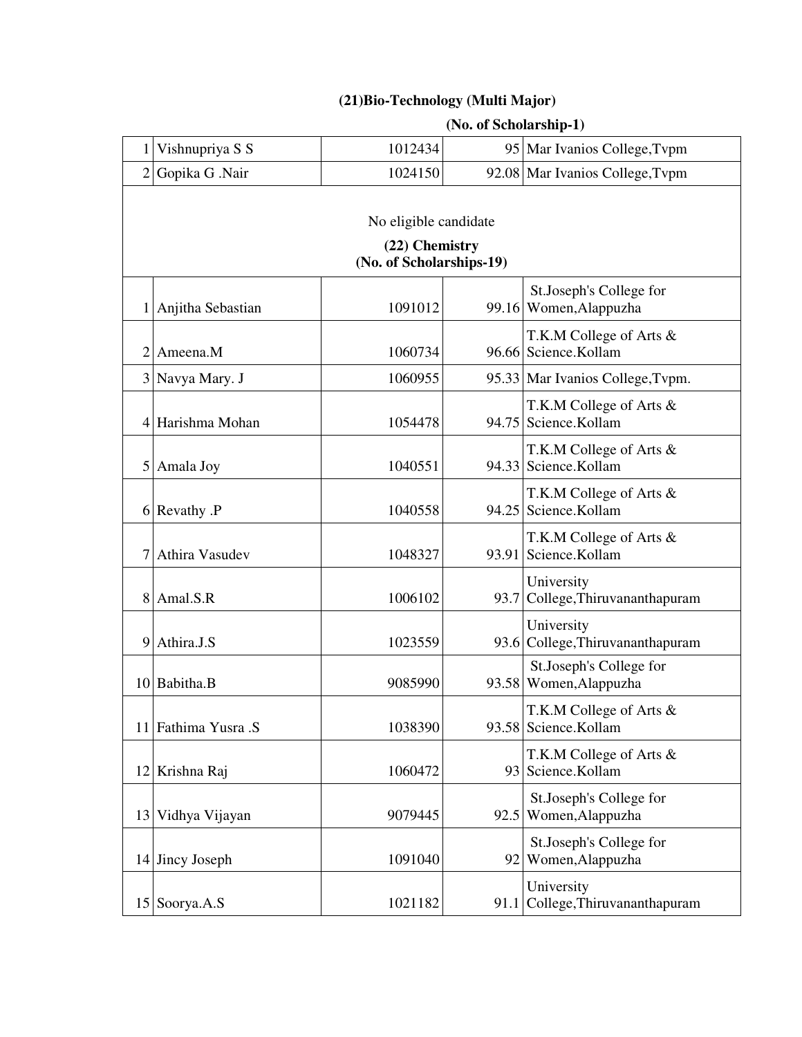### (21)Bio-Technology (Multi Major)

**(No. of Scholarship-1)**

| | | | | |
|---|---|---|---|---|
| 1 | Vishnupriya S S | 1012434 | 95 | Mar Ivanios College,Tvpm |
| 2 | Gopika G .Nair | 1024150 | 92.08 | Mar Ivanios College,Tvpm |

No eligible candidate

### (22) Chemistry

**(No. of Scholarships-19)**

| | | | | |
|---|---|---|---|---|
| 1 | Anjitha Sebastian | 1091012 | 99.16 | St.Joseph's College for Women,Alappuzha |
| 2 | Ameena.M | 1060734 | 96.66 | T.K.M College of Arts & Science.Kollam |
| 3 | Navya Mary. J | 1060955 | 95.33 | Mar Ivanios College,Tvpm. |
| 4 | Harishma Mohan | 1054478 | 94.75 | T.K.M College of Arts & Science.Kollam |
| 5 | Amala Joy | 1040551 | 94.33 | T.K.M College of Arts & Science.Kollam |
| 6 | Revathy .P | 1040558 | 94.25 | T.K.M College of Arts & Science.Kollam |
| 7 | Athira Vasudev | 1048327 | 93.91 | T.K.M College of Arts & Science.Kollam |
| 8 | Amal.S.R | 1006102 | 93.7 | University College,Thiruvananthapuram |
| 9 | Athira.J.S | 1023559 | 93.6 | University College,Thiruvananthapuram |
| 10 | Babitha.B | 9085990 | 93.58 | St.Joseph's College for Women,Alappuzha |
| 11 | Fathima Yusra .S | 1038390 | 93.58 | T.K.M College of Arts & Science.Kollam |
| 12 | Krishna Raj | 1060472 | 93 | T.K.M College of Arts & Science.Kollam |
| 13 | Vidhya Vijayan | 9079445 | 92.5 | St.Joseph's College for Women,Alappuzha |
| 14 | Jincy Joseph | 1091040 | 92 | St.Joseph's College for Women,Alappuzha |
| 15 | Soorya.A.S | 1021182 | 91.1 | University College,Thiruvananthapuram |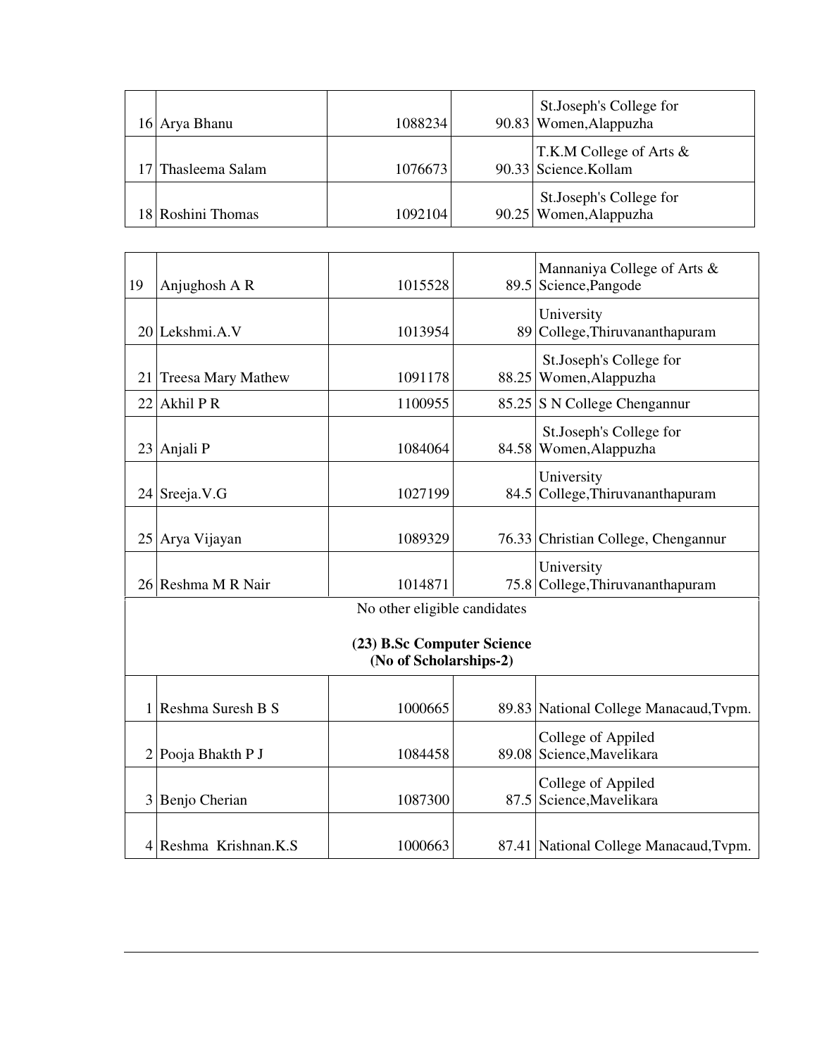| | | | | |
|---|---|---|---|---|
| 16 | Arya Bhanu | 1088234 | 90.83 | St.Joseph's College for Women,Alappuzha |
| 17 | Thasleema Salam | 1076673 | 90.33 | T.K.M College of Arts & Science.Kollam |
| 18 | Roshini Thomas | 1092104 | 90.25 | St.Joseph's College for Women,Alappuzha |
| 19 | Anjughosh A R | 1015528 | 89.5 | Mannaniya College of Arts & Science,Pangode |
| 20 | Lekshmi.A.V | 1013954 | 89 | University College,Thiruvananthapuram |
| 21 | Treesa Mary Mathew | 1091178 | 88.25 | St.Joseph's College for Women,Alappuzha |
| 22 | Akhil P R | 1100955 | 85.25 | S N College Chengannur |
| 23 | Anjali P | 1084064 | 84.58 | St.Joseph's College for Women,Alappuzha |
| 24 | Sreeja.V.G | 1027199 | 84.5 | University College,Thiruvananthapuram |
| 25 | Arya Vijayan | 1089329 | 76.33 | Christian College, Chengannur |
| 26 | Reshma M R Nair | 1014871 | 75.8 | University College,Thiruvananthapuram |

No other eligible candidates

**(23) B.Sc Computer Science**
**(No of Scholarships-2)**

| | | | | |
|---|---|---|---|---|
| 1 | Reshma Suresh B S | 1000665 | 89.83 | National College Manacaud,Tvpm. |
| 2 | Pooja Bhakth P J | 1084458 | 89.08 | College of Appiled Science,Mavelikara |
| 3 | Benjo Cherian | 1087300 | 87.5 | College of Appiled Science,Mavelikara |
| 4 | Reshma Krishnan.K.S | 1000663 | 87.41 | National College Manacaud,Tvpm. |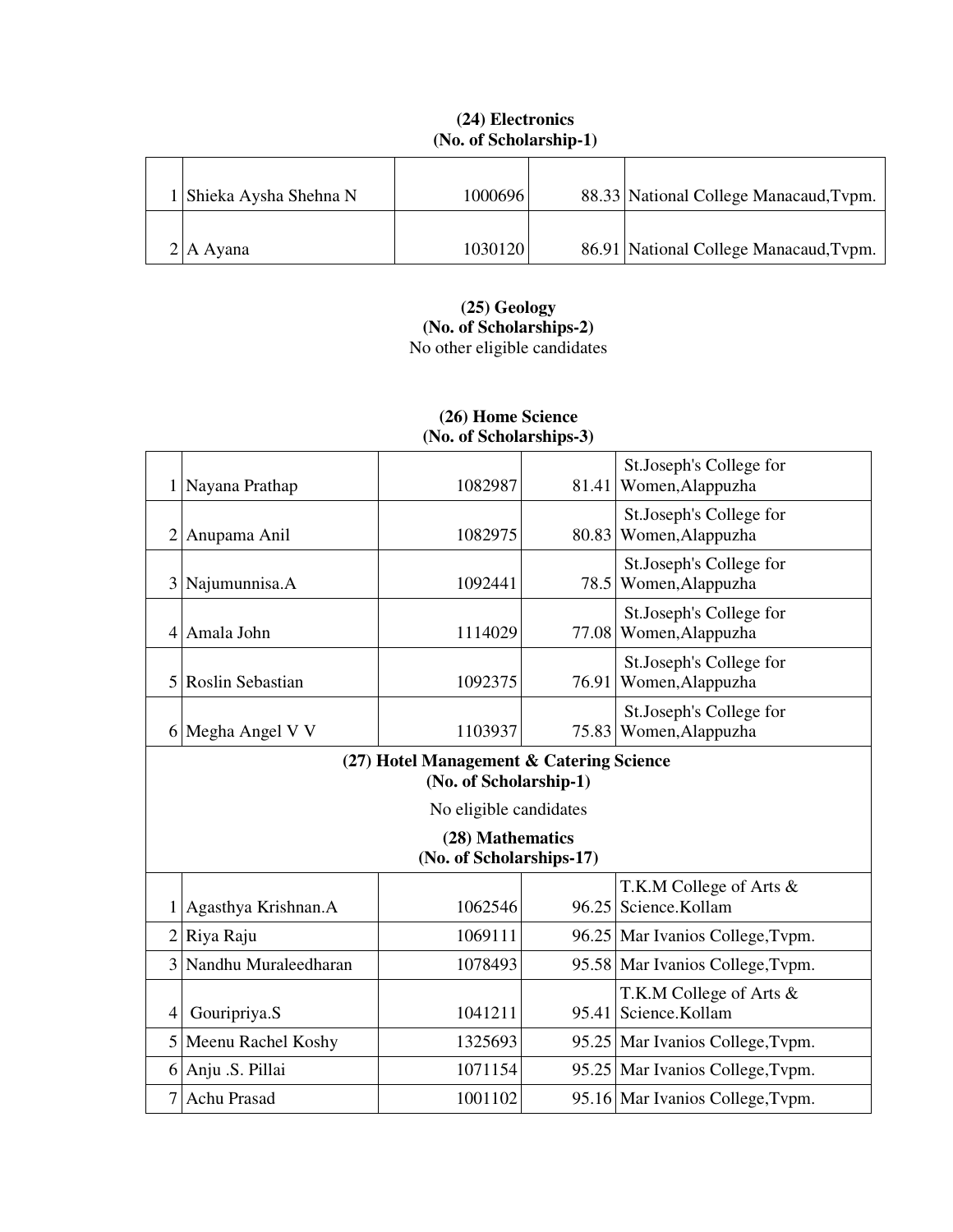**(24) Electronics**
**(No. of Scholarship-1)**

| | | | | |
|---|---|---|---|---|
| 1 | Shieka Aysha Shehna N | 1000696 | 88.33 | National College Manacaud,Tvpm. |
| 2 | A Ayana | 1030120 | 86.91 | National College Manacaud,Tvpm. |

**(25) Geology**
**(No. of Scholarships-2)**

No other eligible candidates

**(26) Home Science**
**(No. of Scholarships-3)**

| | | | | |
|---|---|---|---|---|
| 1 | Nayana Prathap | 1082987 | 81.41 | St.Joseph's College for Women,Alappuzha |
| 2 | Anupama Anil | 1082975 | 80.83 | St.Joseph's College for Women,Alappuzha |
| 3 | Najumunnisa.A | 1092441 | 78.5 | St.Joseph's College for Women,Alappuzha |
| 4 | Amala John | 1114029 | 77.08 | St.Joseph's College for Women,Alappuzha |
| 5 | Roslin Sebastian | 1092375 | 76.91 | St.Joseph's College for Women,Alappuzha |
| 6 | Megha Angel V V | 1103937 | 75.83 | St.Joseph's College for Women,Alappuzha |

**(27) Hotel Management & Catering Science**
**(No. of Scholarship-1)**

No eligible candidates

**(28) Mathematics**
**(No. of Scholarships-17)**

| | | | | |
|---|---|---|---|---|
| 1 | Agasthya Krishnan.A | 1062546 | 96.25 | T.K.M College of Arts & Science.Kollam |
| 2 | Riya Raju | 1069111 | 96.25 | Mar Ivanios College,Tvpm. |
| 3 | Nandhu Muraleedharan | 1078493 | 95.58 | Mar Ivanios College,Tvpm. |
| 4 | Gouripriya.S | 1041211 | 95.41 | T.K.M College of Arts & Science.Kollam |
| 5 | Meenu Rachel Koshy | 1325693 | 95.25 | Mar Ivanios College,Tvpm. |
| 6 | Anju .S. Pillai | 1071154 | 95.25 | Mar Ivanios College,Tvpm. |
| 7 | Achu Prasad | 1001102 | 95.16 | Mar Ivanios College,Tvpm. |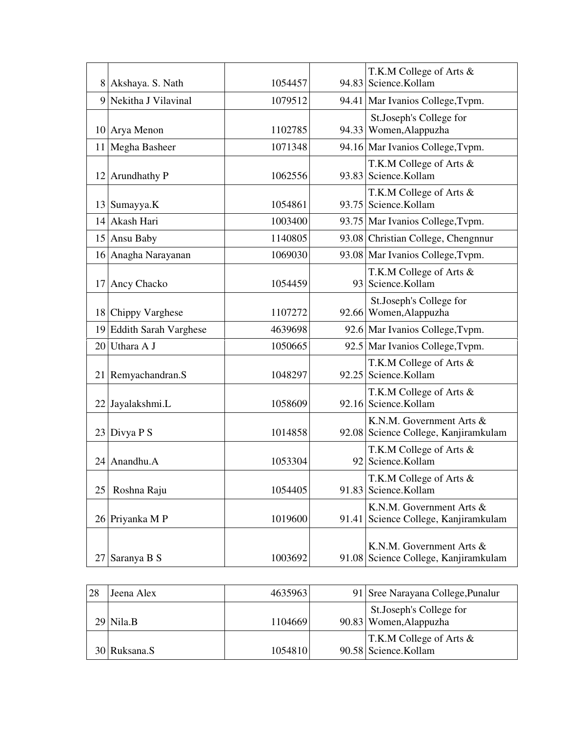| | | | | |
|---|---|---|---|---|
| 8 | Akshaya. S. Nath | 1054457 | 94.83 | T.K.M College of Arts & Science.Kollam |
| 9 | Nekitha J Vilavinal | 1079512 | 94.41 | Mar Ivanios College,Tvpm. |
| 10 | Arya Menon | 1102785 | 94.33 | St.Joseph's College for Women,Alappuzha |
| 11 | Megha Basheer | 1071348 | 94.16 | Mar Ivanios College,Tvpm. |
| 12 | Arundhathy P | 1062556 | 93.83 | T.K.M College of Arts & Science.Kollam |
| 13 | Sumayya.K | 1054861 | 93.75 | T.K.M College of Arts & Science.Kollam |
| 14 | Akash Hari | 1003400 | 93.75 | Mar Ivanios College,Tvpm. |
| 15 | Ansu Baby | 1140805 | 93.08 | Christian College, Chengnnur |
| 16 | Anagha Narayanan | 1069030 | 93.08 | Mar Ivanios College,Tvpm. |
| 17 | Ancy Chacko | 1054459 | 93 | T.K.M College of Arts & Science.Kollam |
| 18 | Chippy Varghese | 1107272 | 92.66 | St.Joseph's College for Women,Alappuzha |
| 19 | Eddith Sarah Varghese | 4639698 | 92.6 | Mar Ivanios College,Tvpm. |
| 20 | Uthara A J | 1050665 | 92.5 | Mar Ivanios College,Tvpm. |
| 21 | Remyachandran.S | 1048297 | 92.25 | T.K.M College of Arts & Science.Kollam |
| 22 | Jayalakshmi.L | 1058609 | 92.16 | T.K.M College of Arts & Science.Kollam |
| 23 | Divya P S | 1014858 | 92.08 | K.N.M. Government Arts & Science College, Kanjiramkulam |
| 24 | Anandhu.A | 1053304 | 92 | T.K.M College of Arts & Science.Kollam |
| 25 | Roshna Raju | 1054405 | 91.83 | T.K.M College of Arts & Science.Kollam |
| 26 | Priyanka M P | 1019600 | 91.41 | K.N.M. Government Arts & Science College, Kanjiramkulam |
| 27 | Saranya B S | 1003692 | 91.08 | K.N.M. Government Arts & Science College, Kanjiramkulam |
| 28 | Jeena Alex | 4635963 | 91 | Sree Narayana College,Punalur |
| 29 | Nila.B | 1104669 | 90.83 | St.Joseph's College for Women,Alappuzha |
| 30 | Ruksana.S | 1054810 | 90.58 | T.K.M College of Arts & Science.Kollam |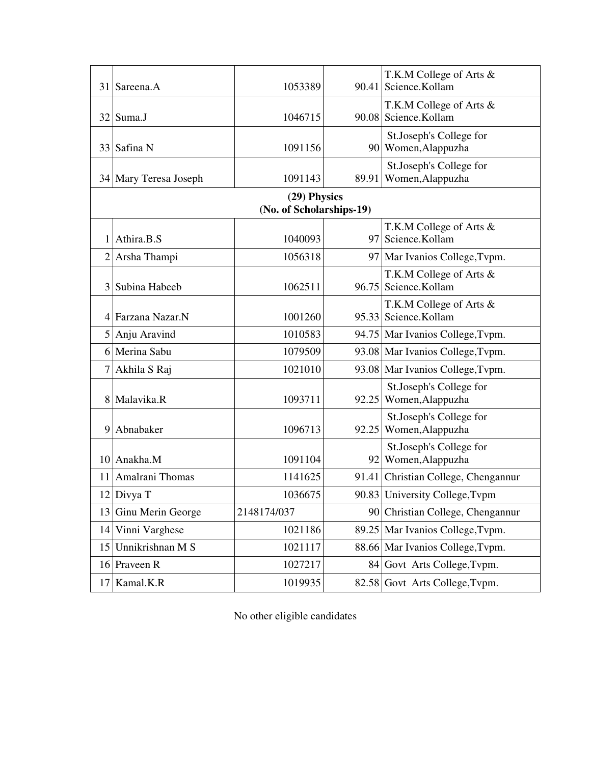| | | | | |
|---|---|---|---|---|
| 31 | Sareena.A | 1053389 | 90.41 | T.K.M College of Arts & Science.Kollam |
| 32 | Suma.J | 1046715 | 90.08 | T.K.M College of Arts & Science.Kollam |
| 33 | Safina N | 1091156 | 90 | St.Joseph's College for Women,Alappuzha |
| 34 | Mary Teresa Joseph | 1091143 | 89.91 | St.Joseph's College for Women,Alappuzha |
| **(29) Physics (No. of Scholarships-19)** | | | | |
| 1 | Athira.B.S | 1040093 | 97 | T.K.M College of Arts & Science.Kollam |
| 2 | Arsha Thampi | 1056318 | 97 | Mar Ivanios College,Tvpm. |
| 3 | Subina Habeeb | 1062511 | 96.75 | T.K.M College of Arts & Science.Kollam |
| 4 | Farzana Nazar.N | 1001260 | 95.33 | T.K.M College of Arts & Science.Kollam |
| 5 | Anju Aravind | 1010583 | 94.75 | Mar Ivanios College,Tvpm. |
| 6 | Merina Sabu | 1079509 | 93.08 | Mar Ivanios College,Tvpm. |
| 7 | Akhila S Raj | 1021010 | 93.08 | Mar Ivanios College,Tvpm. |
| 8 | Malavika.R | 1093711 | 92.25 | St.Joseph's College for Women,Alappuzha |
| 9 | Abnabaker | 1096713 | 92.25 | St.Joseph's College for Women,Alappuzha |
| 10 | Anakha.M | 1091104 | 92 | St.Joseph's College for Women,Alappuzha |
| 11 | Amalrani Thomas | 1141625 | 91.41 | Christian College, Chengannur |
| 12 | Divya T | 1036675 | 90.83 | University College,Tvpm |
| 13 | Ginu Merin George | 2148174/037 | 90 | Christian College, Chengannur |
| 14 | Vinni Varghese | 1021186 | 89.25 | Mar Ivanios College,Tvpm. |
| 15 | Unnikrishnan M S | 1021117 | 88.66 | Mar Ivanios College,Tvpm. |
| 16 | Praveen R | 1027217 | 84 | Govt Arts College,Tvpm. |
| 17 | Kamal.K.R | 1019935 | 82.58 | Govt Arts College,Tvpm. |

No other eligible candidates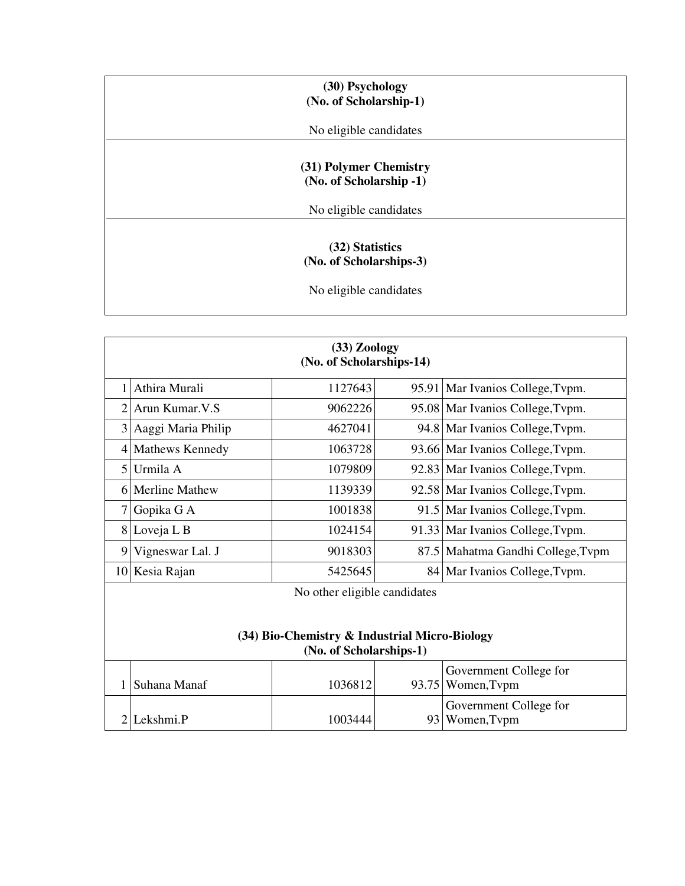**(30) Psychology**
**(No. of Scholarship-1)**

No eligible candidates

**(31) Polymer Chemistry**
**(No. of Scholarship -1)**

No eligible candidates

**(32) Statistics**
**(No. of Scholarships-3)**

No eligible candidates

**(33) Zoology**
**(No. of Scholarships-14)**

| | | | | |
|---|---|---|---|---|
| 1 | Athira Murali | 1127643 | 95.91 | Mar Ivanios College,Tvpm. |
| 2 | Arun Kumar.V.S | 9062226 | 95.08 | Mar Ivanios College,Tvpm. |
| 3 | Aaggi Maria Philip | 4627041 | 94.8 | Mar Ivanios College,Tvpm. |
| 4 | Mathews Kennedy | 1063728 | 93.66 | Mar Ivanios College,Tvpm. |
| 5 | Urmila A | 1079809 | 92.83 | Mar Ivanios College,Tvpm. |
| 6 | Merline Mathew | 1139339 | 92.58 | Mar Ivanios College,Tvpm. |
| 7 | Gopika G A | 1001838 | 91.5 | Mar Ivanios College,Tvpm. |
| 8 | Loveja L B | 1024154 | 91.33 | Mar Ivanios College,Tvpm. |
| 9 | Vigneswar Lal. J | 9018303 | 87.5 | Mahatma Gandhi College,Tvpm |
| 10 | Kesia Rajan | 5425645 | 84 | Mar Ivanios College,Tvpm. |

No other eligible candidates

**(34) Bio-Chemistry & Industrial Micro-Biology**
**(No. of Scholarships-1)**

| | | | | |
|---|---|---|---|---|
| 1 | Suhana Manaf | 1036812 | 93.75 | Government College for Women,Tvpm |
| 2 | Lekshmi.P | 1003444 | 93 | Government College for Women,Tvpm |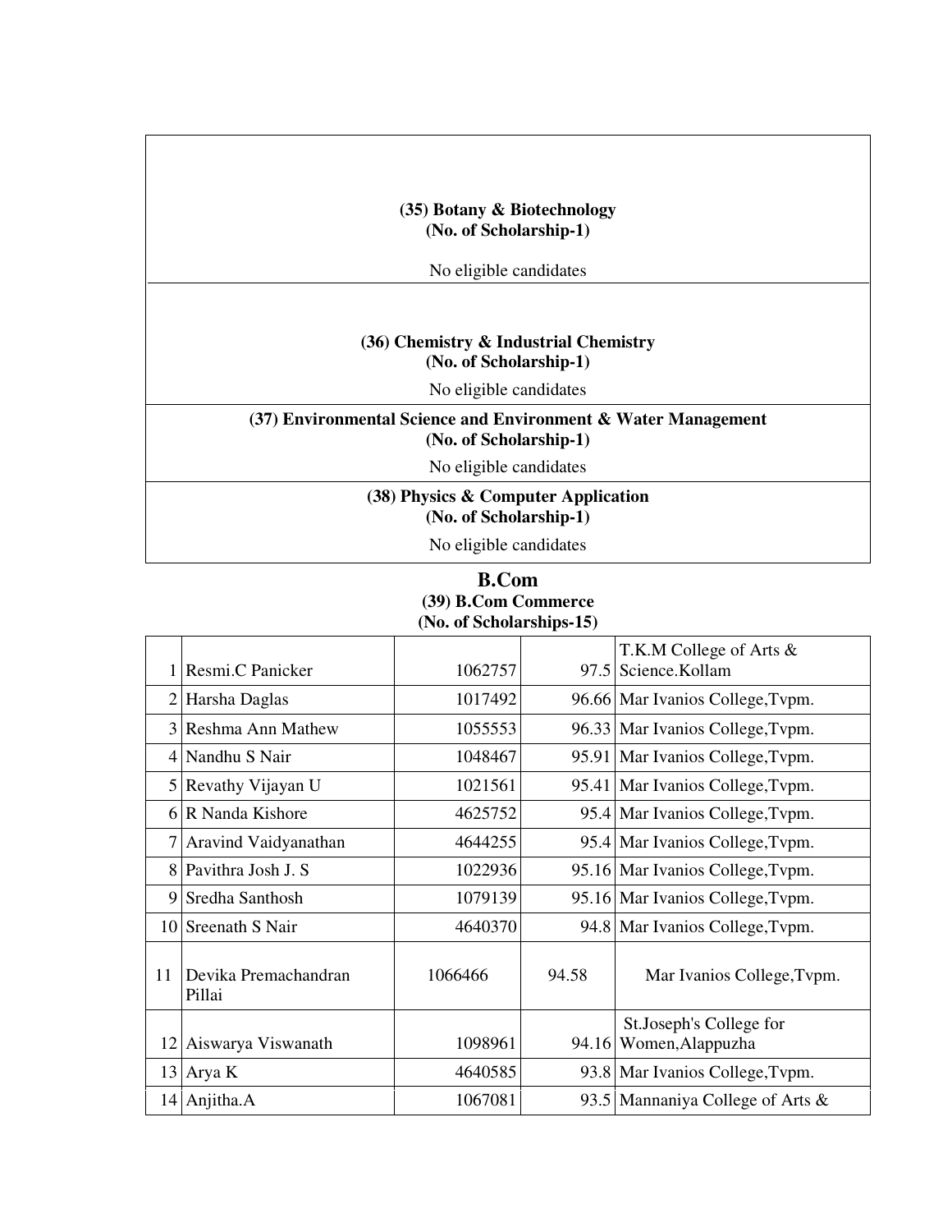**(35) Botany & Biotechnology**
**(No. of Scholarship-1)**

No eligible candidates

**(36) Chemistry & Industrial Chemistry**
**(No. of Scholarship-1)**

No eligible candidates

**(37) Environmental Science and Environment & Water Management**
**(No. of Scholarship-1)**

No eligible candidates

**(38) Physics & Computer Application**
**(No. of Scholarship-1)**

No eligible candidates

## B.Com

**(39) B.Com Commerce**
**(No. of Scholarships-15)**

| | | | | |
|---|---|---|---|---|
| 1 | Resmi.C Panicker | 1062757 | 97.5 | T.K.M College of Arts & Science.Kollam |
| 2 | Harsha Daglas | 1017492 | 96.66 | Mar Ivanios College,Tvpm. |
| 3 | Reshma Ann Mathew | 1055553 | 96.33 | Mar Ivanios College,Tvpm. |
| 4 | Nandhu S Nair | 1048467 | 95.91 | Mar Ivanios College,Tvpm. |
| 5 | Revathy Vijayan U | 1021561 | 95.41 | Mar Ivanios College,Tvpm. |
| 6 | R Nanda Kishore | 4625752 | 95.4 | Mar Ivanios College,Tvpm. |
| 7 | Aravind Vaidyanathan | 4644255 | 95.4 | Mar Ivanios College,Tvpm. |
| 8 | Pavithra Josh J. S | 1022936 | 95.16 | Mar Ivanios College,Tvpm. |
| 9 | Sredha Santhosh | 1079139 | 95.16 | Mar Ivanios College,Tvpm. |
| 10 | Sreenath S Nair | 4640370 | 94.8 | Mar Ivanios College,Tvpm. |
| 11 | Devika Premachandran Pillai | 1066466 | 94.58 | Mar Ivanios College,Tvpm. |
| 12 | Aiswarya Viswanath | 1098961 | 94.16 | St.Joseph's College for Women,Alappuzha |
| 13 | Arya K | 4640585 | 93.8 | Mar Ivanios College,Tvpm. |
| 14 | Anjitha.A | 1067081 | 93.5 | Mannaniya College of Arts & |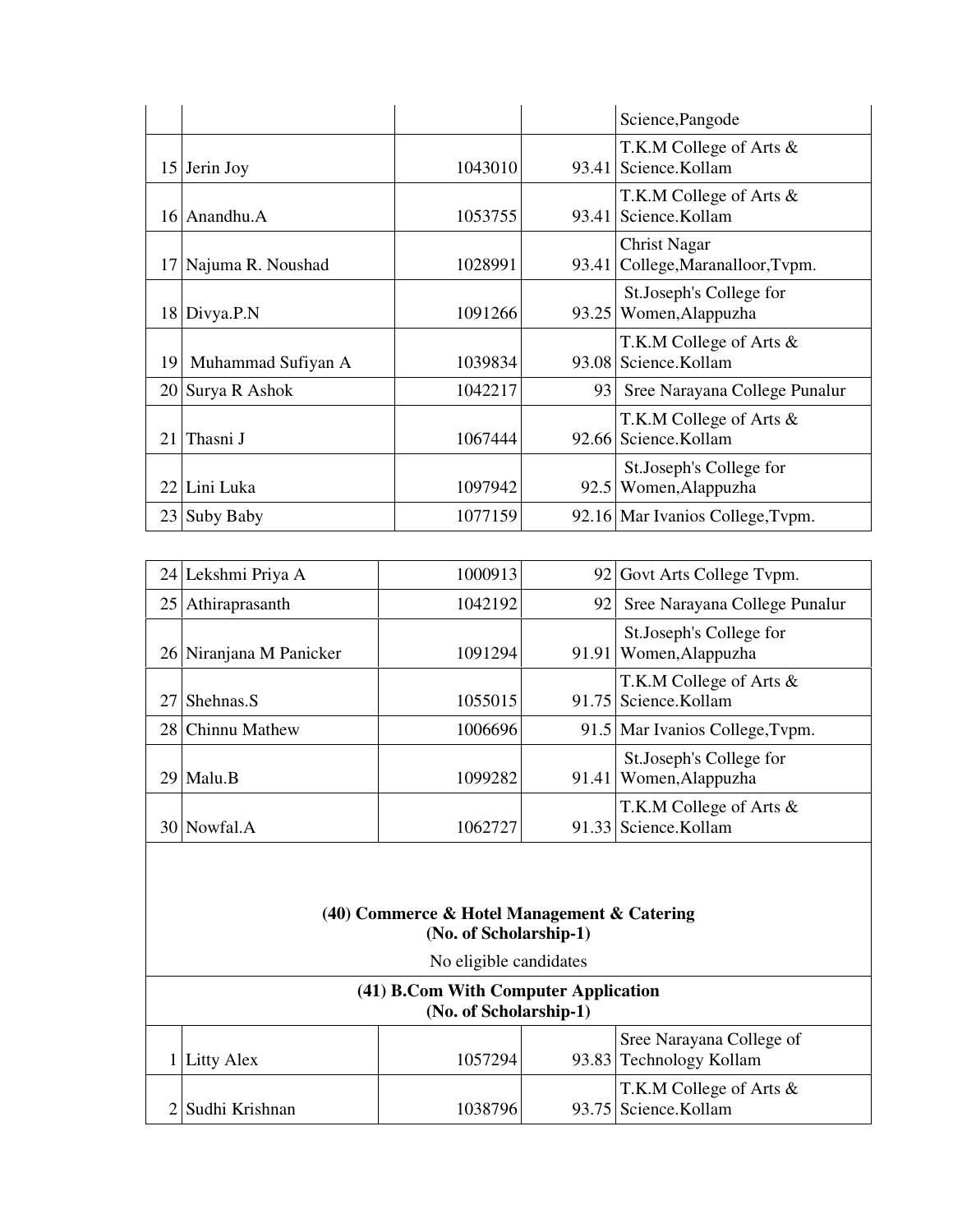| | | | |
|---|---|---|---|
| | | | Science,Pangode |
| 15 | Jerin Joy | 1043010 | 93.41 T.K.M College of Arts & Science.Kollam |
| 16 | Anandhu.A | 1053755 | 93.41 T.K.M College of Arts & Science.Kollam |
| 17 | Najuma R. Noushad | 1028991 | 93.41 Christ Nagar College,Maranalloor,Tvpm. |
| 18 | Divya.P.N | 1091266 | 93.25 St.Joseph's College for Women,Alappuzha |
| 19 | Muhammad Sufiyan A | 1039834 | 93.08 T.K.M College of Arts & Science.Kollam |
| 20 | Surya R Ashok | 1042217 | 93 Sree Narayana College Punalur |
| 21 | Thasni J | 1067444 | 92.66 T.K.M College of Arts & Science.Kollam |
| 22 | Lini Luka | 1097942 | 92.5 St.Joseph's College for Women,Alappuzha |
| 23 | Suby Baby | 1077159 | 92.16 Mar Ivanios College,Tvpm. |

| | | | | |
|---|---|---|---|---|
| 24 | Lekshmi Priya A | 1000913 | 92 | Govt Arts College Tvpm. |
| 25 | Athiraprasanth | 1042192 | 92 | Sree Narayana College Punalur |
| 26 | Niranjana M Panicker | 1091294 | 91.91 | St.Joseph's College for Women,Alappuzha |
| 27 | Shehnas.S | 1055015 | 91.75 | T.K.M College of Arts & Science.Kollam |
| 28 | Chinnu Mathew | 1006696 | 91.5 | Mar Ivanios College,Tvpm. |
| 29 | Malu.B | 1099282 | 91.41 | St.Joseph's College for Women,Alappuzha |
| 30 | Nowfal.A | 1062727 | 91.33 | T.K.M College of Arts & Science.Kollam |

**(40) Commerce & Hotel Management & Catering**
**(No. of Scholarship-1)**

No eligible candidates

**(41) B.Com With Computer Application**
**(No. of Scholarship-1)**

| | | | | |
|---|---|---|---|---|
| 1 | Litty Alex | 1057294 | 93.83 | Sree Narayana College of Technology Kollam |
| 2 | Sudhi Krishnan | 1038796 | 93.75 | T.K.M College of Arts & Science.Kollam |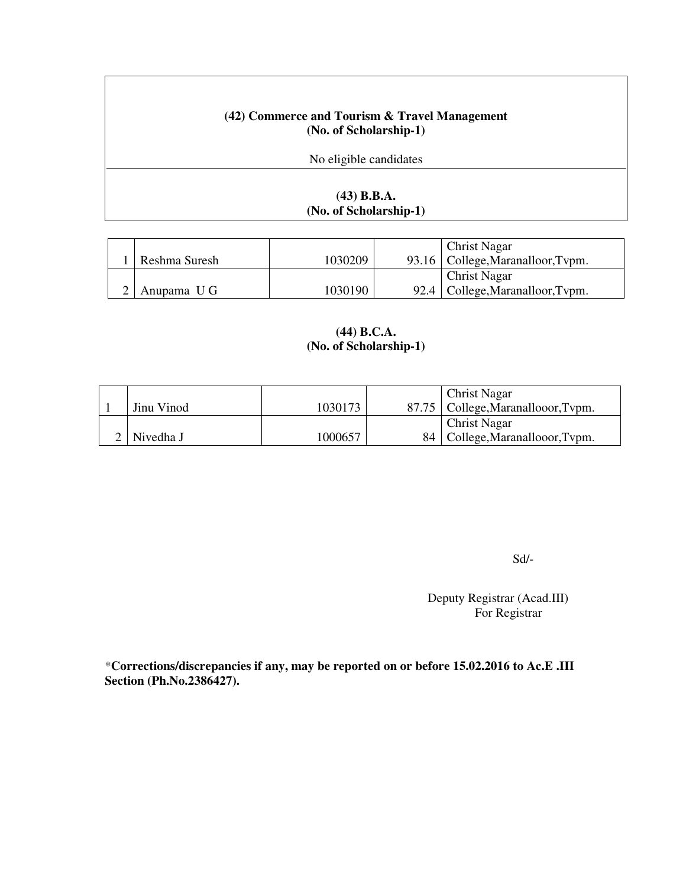**(42) Commerce and Tourism & Travel Management**
**(No. of Scholarship-1)**

No eligible candidates

**(43) B.B.A.**
**(No. of Scholarship-1)**

| | | | | |
|---|---|---|---|---|
| 1 | Reshma Suresh | 1030209 | 93.16 | Christ Nagar College,Maranalloor,Tvpm. |
| 2 | Anupama U G | 1030190 | 92.4 | Christ Nagar College,Maranalloor,Tvpm. |

**(44) B.C.A.**
**(No. of Scholarship-1)**

| | | | | |
|---|---|---|---|---|
| 1 | Jinu Vinod | 1030173 | 87.75 | Christ Nagar College,Maranallooor,Tvpm. |
| 2 | Nivedha J | 1000657 | 84 | Christ Nagar College,Maranallooor,Tvpm. |

Sd/-

Deputy Registrar (Acad.III)
For Registrar

*__Corrections/discrepancies if any, may be reported on or before 15.02.2016 to Ac.E .III Section (Ph.No.2386427).__